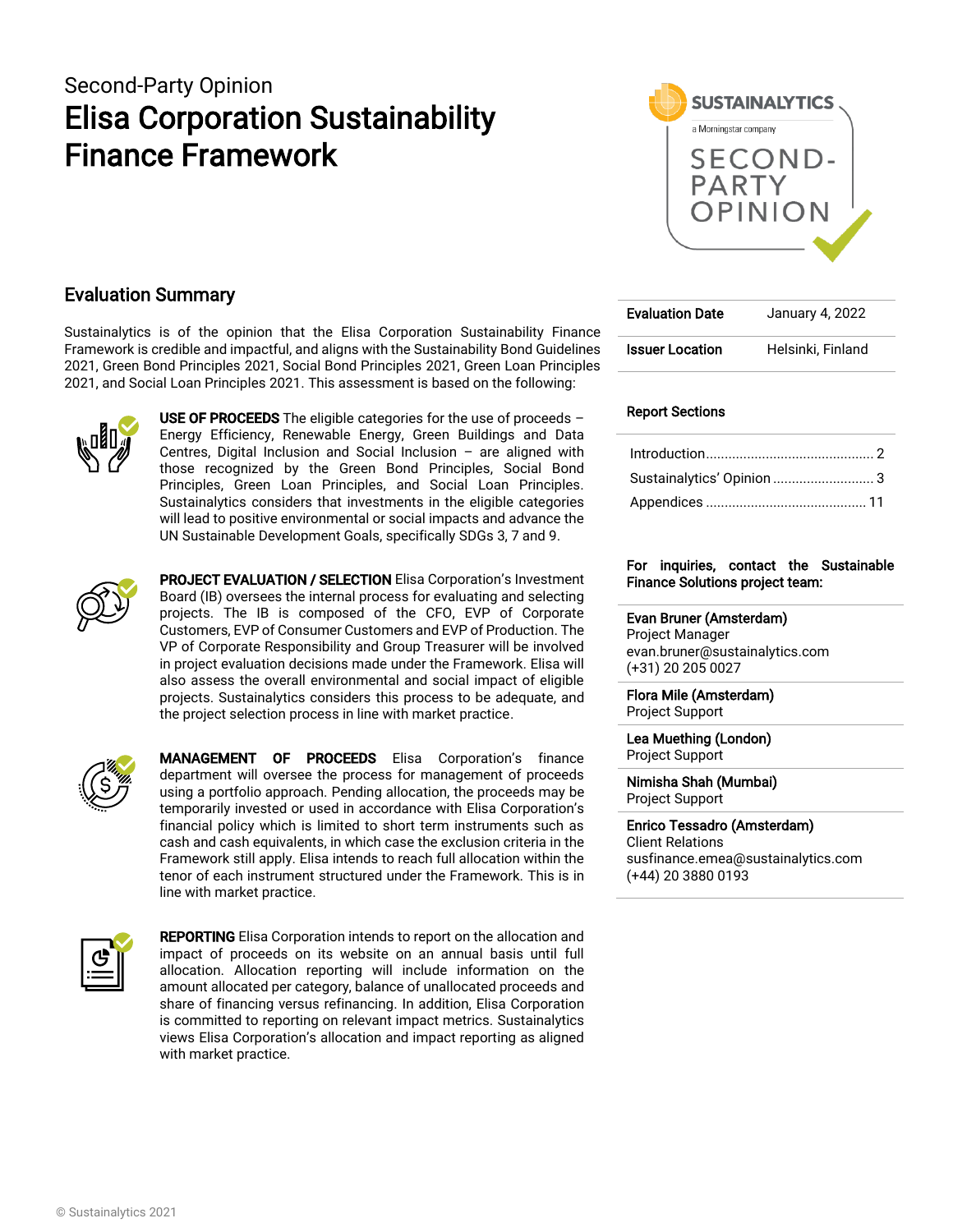Second-Party Opinion

# Elisa Corporation Sustainability Finance Framework

## Evaluation Summary

Sustainalytics is of the opinion that the Elisa Corporation Sustainability Finance Framework is credible and impactful, and aligns with the Sustainability Bond Guidelines 2021, Green Bond Principles 2021, Social Bond Principles 2021, Green Loan Principles 2021, and Social Loan Principles 2021. This assessment is based on the following:

**USE OF PROCEEDS** The eligible categories for the use of proceeds – Energy Efficiency, Renewable Energy, Green Buildings and Data Centres, Digital Inclusion and Social Inclusion – are aligned with those recognized by the Green Bond Principles, Social Bond Principles, Green Loan Principles, and Social Loan Principles. Sustainalytics considers that investments in the eligible categories will lead to positive environmental or social impacts and advance the UN Sustainable Development Goals, specifically SDGs 3, 7 and 9.

**PROJECT EVALUATION / SELECTION** Elisa Corporation's Investment Board (IB) oversees the internal process for evaluating and selecting projects. The IB is composed of the CFO, EVP of Corporate Customers, EVP of Consumer Customers and EVP of Production. The VP of Corporate Responsibility and Group Treasurer will be involved in project evaluation decisions made under the Framework. Elisa will also assess the overall environmental and social impact of eligible projects. Sustainalytics considers this process to be adequate, and the project selection process in line with market practice.

**MANAGEMENT OF PROCEEDS** Elisa Corporation's finance department will oversee the process for management of proceeds using a portfolio approach. Pending allocation, the proceeds may be temporarily invested or used in accordance with Elisa Corporation's financial policy which is limited to short term instruments such as cash and cash equivalents, in which case the exclusion criteria in the Framework still apply. Elisa intends to reach full allocation within the tenor of each instrument structured under the Framework. This is in line with market practice.

**REPORTING** Elisa Corporation intends to report on the allocation and impact of proceeds on its website on an annual basis until full allocation. Allocation reporting will include information on the amount allocated per category, balance of unallocated proceeds and share of financing versus refinancing. In addition, Elisa Corporation is committed to reporting on relevant impact metrics. Sustainalytics views Elisa Corporation's allocation and impact reporting as aligned with market practice.

| | |
|---|---|
| **Evaluation Date** | January 4, 2022 |
| **Issuer Location** | Helsinki, Finland |

**Report Sections**

| | |
|---|---|
| Introduction | 2 |
| Sustainalytics' Opinion | 3 |
| Appendices | 11 |

**For inquiries, contact the Sustainable Finance Solutions project team:**

**Evan Bruner (Amsterdam)**
Project Manager
evan.bruner@sustainalytics.com
(+31) 20 205 0027

**Flora Mile (Amsterdam)**
Project Support

**Lea Muething (London)**
Project Support

**Nimisha Shah (Mumbai)**
Project Support

**Enrico Tessadro (Amsterdam)**
Client Relations
susfinance.emea@sustainalytics.com
(+44) 20 3880 0193

© Sustainalytics 2021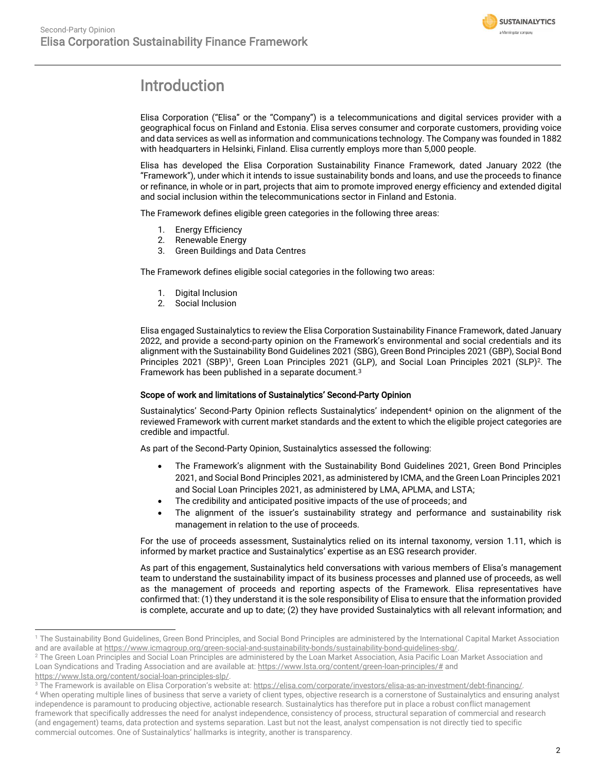# Introduction

Elisa Corporation ("Elisa" or the "Company") is a telecommunications and digital services provider with a geographical focus on Finland and Estonia. Elisa serves consumer and corporate customers, providing voice and data services as well as information and communications technology. The Company was founded in 1882 with headquarters in Helsinki, Finland. Elisa currently employs more than 5,000 people.

Elisa has developed the Elisa Corporation Sustainability Finance Framework, dated January 2022 (the "Framework"), under which it intends to issue sustainability bonds and loans, and use the proceeds to finance or refinance, in whole or in part, projects that aim to promote improved energy efficiency and extended digital and social inclusion within the telecommunications sector in Finland and Estonia.

The Framework defines eligible green categories in the following three areas:

1. Energy Efficiency
2. Renewable Energy
3. Green Buildings and Data Centres

The Framework defines eligible social categories in the following two areas:

1. Digital Inclusion
2. Social Inclusion

Elisa engaged Sustainalytics to review the Elisa Corporation Sustainability Finance Framework, dated January 2022, and provide a second-party opinion on the Framework's environmental and social credentials and its alignment with the Sustainability Bond Guidelines 2021 (SBG), Green Bond Principles 2021 (GBP), Social Bond Principles 2021 (SBP)[1], Green Loan Principles 2021 (GLP), and Social Loan Principles 2021 (SLP)[2]. The Framework has been published in a separate document.[3]

### Scope of work and limitations of Sustainalytics' Second-Party Opinion

Sustainalytics' Second-Party Opinion reflects Sustainalytics' independent[4] opinion on the alignment of the reviewed Framework with current market standards and the extent to which the eligible project categories are credible and impactful.

As part of the Second-Party Opinion, Sustainalytics assessed the following:

- The Framework's alignment with the Sustainability Bond Guidelines 2021, Green Bond Principles 2021, and Social Bond Principles 2021, as administered by ICMA, and the Green Loan Principles 2021 and Social Loan Principles 2021, as administered by LMA, APLMA, and LSTA;
- The credibility and anticipated positive impacts of the use of proceeds; and
- The alignment of the issuer's sustainability strategy and performance and sustainability risk management in relation to the use of proceeds.

For the use of proceeds assessment, Sustainalytics relied on its internal taxonomy, version 1.11, which is informed by market practice and Sustainalytics' expertise as an ESG research provider.

As part of this engagement, Sustainalytics held conversations with various members of Elisa's management team to understand the sustainability impact of its business processes and planned use of proceeds, as well as the management of proceeds and reporting aspects of the Framework. Elisa representatives have confirmed that: (1) they understand it is the sole responsibility of Elisa to ensure that the information provided is complete, accurate and up to date; (2) they have provided Sustainalytics with all relevant information; and

---

[1] The Sustainability Bond Guidelines, Green Bond Principles, and Social Bond Principles are administered by the International Capital Market Association and are available at https://www.icmagroup.org/green-social-and-sustainability-bonds/sustainability-bond-guidelines-sbg/.

[2] The Green Loan Principles and Social Loan Principles are administered by the Loan Market Association, Asia Pacific Loan Market Association and Loan Syndications and Trading Association and are available at: https://www.lsta.org/content/green-loan-principles/# and https://www.lsta.org/content/social-loan-principles-slp/.

[3] The Framework is available on Elisa Corporation's website at: https://elisa.com/corporate/investors/elisa-as-an-investment/debt-financing/.

[4] When operating multiple lines of business that serve a variety of client types, objective research is a cornerstone of Sustainalytics and ensuring analyst independence is paramount to producing objective, actionable research. Sustainalytics has therefore put in place a robust conflict management framework that specifically addresses the need for analyst independence, consistency of process, structural separation of commercial and research (and engagement) teams, data protection and systems separation. Last but not the least, analyst compensation is not directly tied to specific commercial outcomes. One of Sustainalytics' hallmarks is integrity, another is transparency.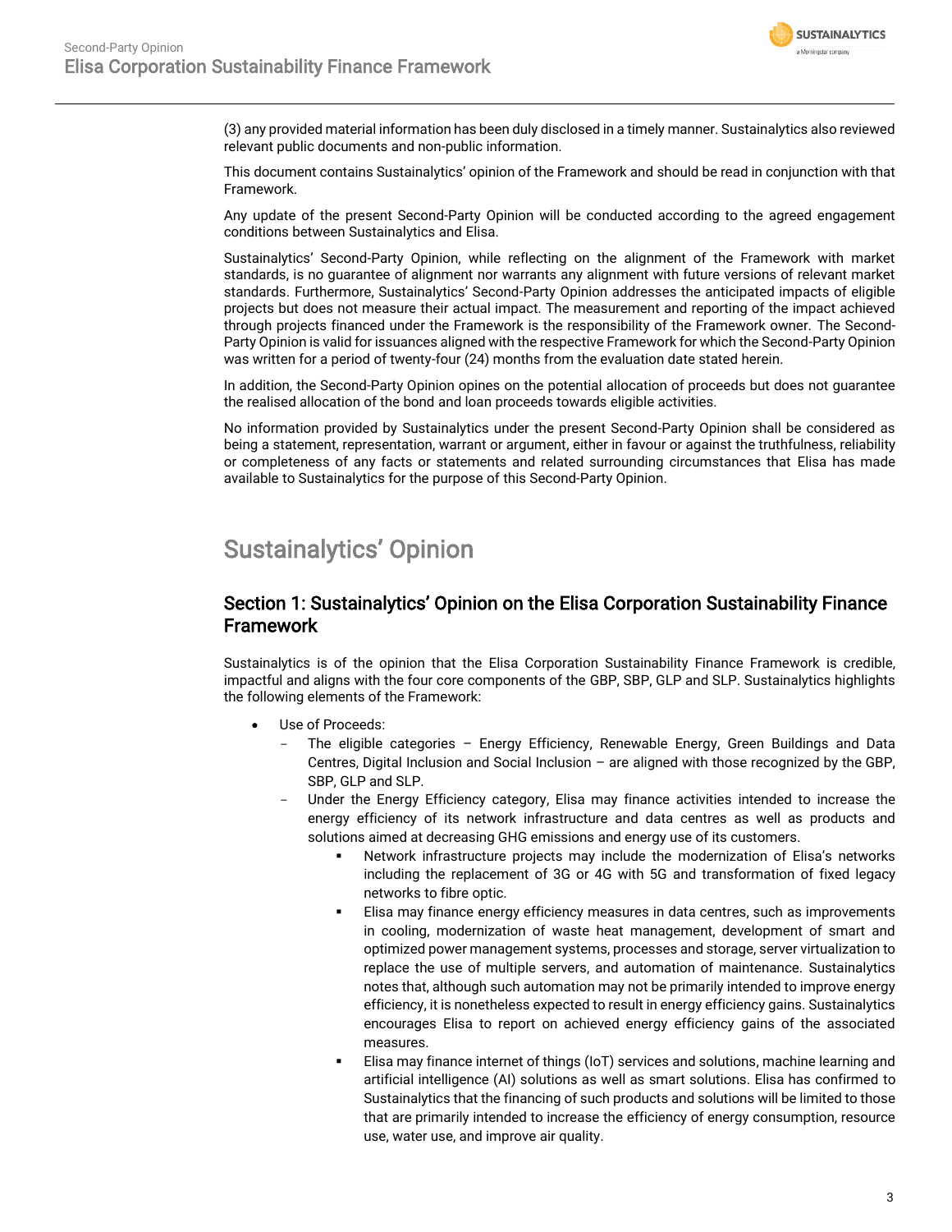(3) any provided material information has been duly disclosed in a timely manner. Sustainalytics also reviewed relevant public documents and non-public information.

This document contains Sustainalytics' opinion of the Framework and should be read in conjunction with that Framework.

Any update of the present Second-Party Opinion will be conducted according to the agreed engagement conditions between Sustainalytics and Elisa.

Sustainalytics' Second-Party Opinion, while reflecting on the alignment of the Framework with market standards, is no guarantee of alignment nor warrants any alignment with future versions of relevant market standards. Furthermore, Sustainalytics' Second-Party Opinion addresses the anticipated impacts of eligible projects but does not measure their actual impact. The measurement and reporting of the impact achieved through projects financed under the Framework is the responsibility of the Framework owner. The Second-Party Opinion is valid for issuances aligned with the respective Framework for which the Second-Party Opinion was written for a period of twenty-four (24) months from the evaluation date stated herein.

In addition, the Second-Party Opinion opines on the potential allocation of proceeds but does not guarantee the realised allocation of the bond and loan proceeds towards eligible activities.

No information provided by Sustainalytics under the present Second-Party Opinion shall be considered as being a statement, representation, warrant or argument, either in favour or against the truthfulness, reliability or completeness of any facts or statements and related surrounding circumstances that Elisa has made available to Sustainalytics for the purpose of this Second-Party Opinion.

# Sustainalytics' Opinion

## Section 1: Sustainalytics' Opinion on the Elisa Corporation Sustainability Finance Framework

Sustainalytics is of the opinion that the Elisa Corporation Sustainability Finance Framework is credible, impactful and aligns with the four core components of the GBP, SBP, GLP and SLP. Sustainalytics highlights the following elements of the Framework:

- Use of Proceeds:
  - The eligible categories – Energy Efficiency, Renewable Energy, Green Buildings and Data Centres, Digital Inclusion and Social Inclusion – are aligned with those recognized by the GBP, SBP, GLP and SLP.
  - Under the Energy Efficiency category, Elisa may finance activities intended to increase the energy efficiency of its network infrastructure and data centres as well as products and solutions aimed at decreasing GHG emissions and energy use of its customers.
    - Network infrastructure projects may include the modernization of Elisa's networks including the replacement of 3G or 4G with 5G and transformation of fixed legacy networks to fibre optic.
    - Elisa may finance energy efficiency measures in data centres, such as improvements in cooling, modernization of waste heat management, development of smart and optimized power management systems, processes and storage, server virtualization to replace the use of multiple servers, and automation of maintenance. Sustainalytics notes that, although such automation may not be primarily intended to improve energy efficiency, it is nonetheless expected to result in energy efficiency gains. Sustainalytics encourages Elisa to report on achieved energy efficiency gains of the associated measures.
    - Elisa may finance internet of things (IoT) services and solutions, machine learning and artificial intelligence (AI) solutions as well as smart solutions. Elisa has confirmed to Sustainalytics that the financing of such products and solutions will be limited to those that are primarily intended to increase the efficiency of energy consumption, resource use, water use, and improve air quality.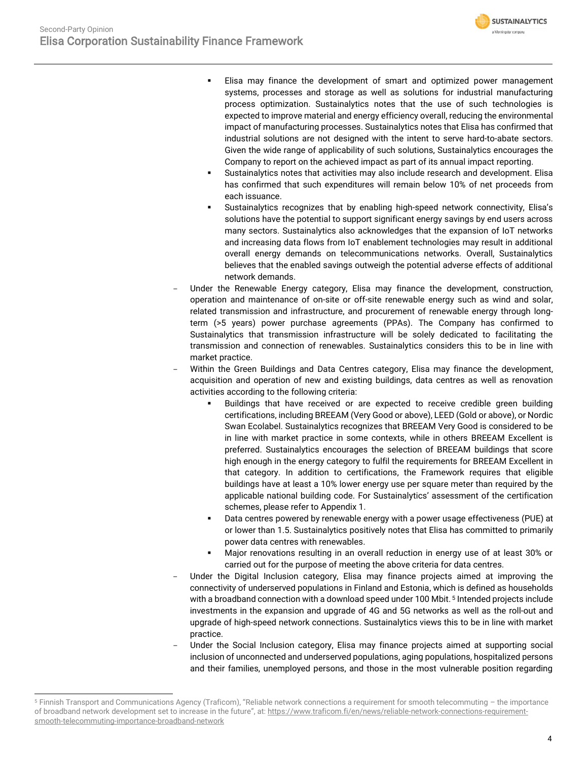- Elisa may finance the development of smart and optimized power management systems, processes and storage as well as solutions for industrial manufacturing process optimization. Sustainalytics notes that the use of such technologies is expected to improve material and energy efficiency overall, reducing the environmental impact of manufacturing processes. Sustainalytics notes that Elisa has confirmed that industrial solutions are not designed with the intent to serve hard-to-abate sectors. Given the wide range of applicability of such solutions, Sustainalytics encourages the Company to report on the achieved impact as part of its annual impact reporting.
   - Sustainalytics notes that activities may also include research and development. Elisa has confirmed that such expenditures will remain below 10% of net proceeds from each issuance.
   - Sustainalytics recognizes that by enabling high-speed network connectivity, Elisa's solutions have the potential to support significant energy savings by end users across many sectors. Sustainalytics also acknowledges that the expansion of IoT networks and increasing data flows from IoT enablement technologies may result in additional overall energy demands on telecommunications networks. Overall, Sustainalytics believes that the enabled savings outweigh the potential adverse effects of additional network demands.
- Under the Renewable Energy category, Elisa may finance the development, construction, operation and maintenance of on-site or off-site renewable energy such as wind and solar, related transmission and infrastructure, and procurement of renewable energy through long-term (>5 years) power purchase agreements (PPAs). The Company has confirmed to Sustainalytics that transmission infrastructure will be solely dedicated to facilitating the transmission and connection of renewables. Sustainalytics considers this to be in line with market practice.
- Within the Green Buildings and Data Centres category, Elisa may finance the development, acquisition and operation of new and existing buildings, data centres as well as renovation activities according to the following criteria:
   - Buildings that have received or are expected to receive credible green building certifications, including BREEAM (Very Good or above), LEED (Gold or above), or Nordic Swan Ecolabel. Sustainalytics recognizes that BREEAM Very Good is considered to be in line with market practice in some contexts, while in others BREEAM Excellent is preferred. Sustainalytics encourages the selection of BREEAM buildings that score high enough in the energy category to fulfil the requirements for BREEAM Excellent in that category. In addition to certifications, the Framework requires that eligible buildings have at least a 10% lower energy use per square meter than required by the applicable national building code. For Sustainalytics' assessment of the certification schemes, please refer to Appendix 1.
   - Data centres powered by renewable energy with a power usage effectiveness (PUE) at or lower than 1.5. Sustainalytics positively notes that Elisa has committed to primarily power data centres with renewables.
   - Major renovations resulting in an overall reduction in energy use of at least 30% or carried out for the purpose of meeting the above criteria for data centres.
- Under the Digital Inclusion category, Elisa may finance projects aimed at improving the connectivity of underserved populations in Finland and Estonia, which is defined as households with a broadband connection with a download speed under 100 Mbit.[5] Intended projects include investments in the expansion and upgrade of 4G and 5G networks as well as the roll-out and upgrade of high-speed network connections. Sustainalytics views this to be in line with market practice.
- Under the Social Inclusion category, Elisa may finance projects aimed at supporting social inclusion of unconnected and underserved populations, aging populations, hospitalized persons and their families, unemployed persons, and those in the most vulnerable position regarding

[5] Finnish Transport and Communications Agency (Traficom), "Reliable network connections a requirement for smooth telecommuting – the importance of broadband network development set to increase in the future", at: https://www.traficom.fi/en/news/reliable-network-connections-requirement-smooth-telecommuting-importance-broadband-network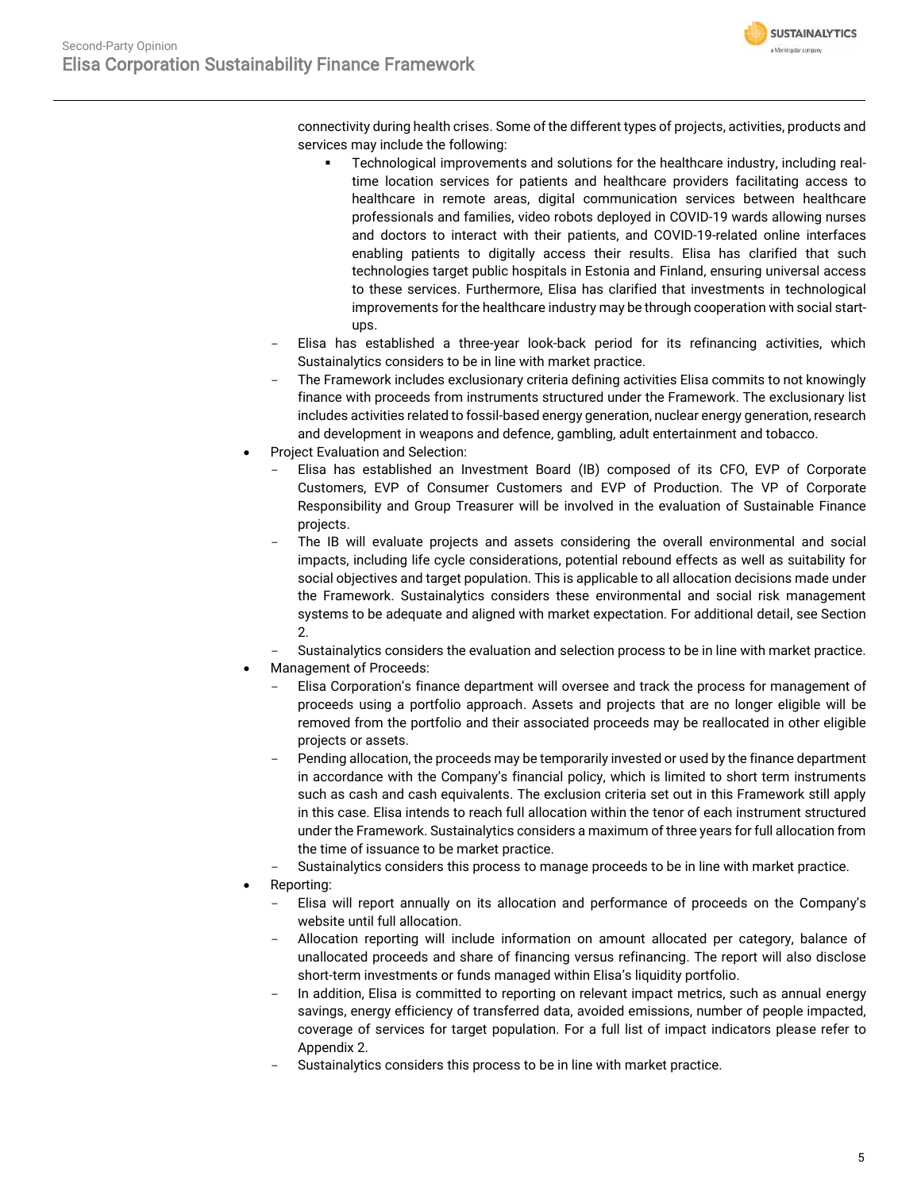connectivity during health crises. Some of the different types of projects, activities, products and services may include the following:

    - Technological improvements and solutions for the healthcare industry, including real-time location services for patients and healthcare providers facilitating access to healthcare in remote areas, digital communication services between healthcare professionals and families, video robots deployed in COVID-19 wards allowing nurses and doctors to interact with their patients, and COVID-19-related online interfaces enabling patients to digitally access their results. Elisa has clarified that such technologies target public hospitals in Estonia and Finland, ensuring universal access to these services. Furthermore, Elisa has clarified that investments in technological improvements for the healthcare industry may be through cooperation with social start-ups.

  - Elisa has established a three-year look-back period for its refinancing activities, which Sustainalytics considers to be in line with market practice.
  - The Framework includes exclusionary criteria defining activities Elisa commits to not knowingly finance with proceeds from instruments structured under the Framework. The exclusionary list includes activities related to fossil-based energy generation, nuclear energy generation, research and development in weapons and defence, gambling, adult entertainment and tobacco.

- Project Evaluation and Selection:
  - Elisa has established an Investment Board (IB) composed of its CFO, EVP of Corporate Customers, EVP of Consumer Customers and EVP of Production. The VP of Corporate Responsibility and Group Treasurer will be involved in the evaluation of Sustainable Finance projects.
  - The IB will evaluate projects and assets considering the overall environmental and social impacts, including life cycle considerations, potential rebound effects as well as suitability for social objectives and target population. This is applicable to all allocation decisions made under the Framework. Sustainalytics considers these environmental and social risk management systems to be adequate and aligned with market expectation. For additional detail, see Section 2.
  - Sustainalytics considers the evaluation and selection process to be in line with market practice.

- Management of Proceeds:
  - Elisa Corporation's finance department will oversee and track the process for management of proceeds using a portfolio approach. Assets and projects that are no longer eligible will be removed from the portfolio and their associated proceeds may be reallocated in other eligible projects or assets.
  - Pending allocation, the proceeds may be temporarily invested or used by the finance department in accordance with the Company's financial policy, which is limited to short term instruments such as cash and cash equivalents. The exclusion criteria set out in this Framework still apply in this case. Elisa intends to reach full allocation within the tenor of each instrument structured under the Framework. Sustainalytics considers a maximum of three years for full allocation from the time of issuance to be market practice.
  - Sustainalytics considers this process to manage proceeds to be in line with market practice.

- Reporting:
  - Elisa will report annually on its allocation and performance of proceeds on the Company's website until full allocation.
  - Allocation reporting will include information on amount allocated per category, balance of unallocated proceeds and share of financing versus refinancing. The report will also disclose short-term investments or funds managed within Elisa's liquidity portfolio.
  - In addition, Elisa is committed to reporting on relevant impact metrics, such as annual energy savings, energy efficiency of transferred data, avoided emissions, number of people impacted, coverage of services for target population. For a full list of impact indicators please refer to Appendix 2.
  - Sustainalytics considers this process to be in line with market practice.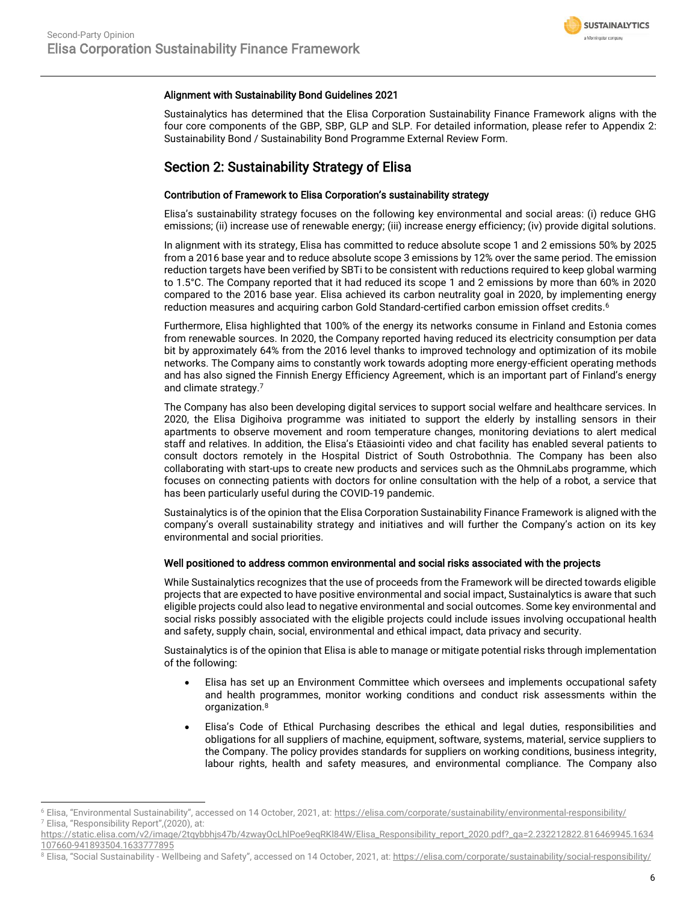### Alignment with Sustainability Bond Guidelines 2021

Sustainalytics has determined that the Elisa Corporation Sustainability Finance Framework aligns with the four core components of the GBP, SBP, GLP and SLP. For detailed information, please refer to Appendix 2: Sustainability Bond / Sustainability Bond Programme External Review Form.

## Section 2: Sustainability Strategy of Elisa

### Contribution of Framework to Elisa Corporation's sustainability strategy

Elisa's sustainability strategy focuses on the following key environmental and social areas: (i) reduce GHG emissions; (ii) increase use of renewable energy; (iii) increase energy efficiency; (iv) provide digital solutions.

In alignment with its strategy, Elisa has committed to reduce absolute scope 1 and 2 emissions 50% by 2025 from a 2016 base year and to reduce absolute scope 3 emissions by 12% over the same period. The emission reduction targets have been verified by SBTi to be consistent with reductions required to keep global warming to 1.5°C. The Company reported that it had reduced its scope 1 and 2 emissions by more than 60% in 2020 compared to the 2016 base year. Elisa achieved its carbon neutrality goal in 2020, by implementing energy reduction measures and acquiring carbon Gold Standard-certified carbon emission offset credits.[6]

Furthermore, Elisa highlighted that 100% of the energy its networks consume in Finland and Estonia comes from renewable sources. In 2020, the Company reported having reduced its electricity consumption per data bit by approximately 64% from the 2016 level thanks to improved technology and optimization of its mobile networks. The Company aims to constantly work towards adopting more energy-efficient operating methods and has also signed the Finnish Energy Efficiency Agreement, which is an important part of Finland's energy and climate strategy.[7]

The Company has also been developing digital services to support social welfare and healthcare services. In 2020, the Elisa Digihoiva programme was initiated to support the elderly by installing sensors in their apartments to observe movement and room temperature changes, monitoring deviations to alert medical staff and relatives. In addition, the Elisa's Etäasiointi video and chat facility has enabled several patients to consult doctors remotely in the Hospital District of South Ostrobothnia. The Company has been also collaborating with start-ups to create new products and services such as the OhmniLabs programme, which focuses on connecting patients with doctors for online consultation with the help of a robot, a service that has been particularly useful during the COVID-19 pandemic.

Sustainalytics is of the opinion that the Elisa Corporation Sustainability Finance Framework is aligned with the company's overall sustainability strategy and initiatives and will further the Company's action on its key environmental and social priorities.

### Well positioned to address common environmental and social risks associated with the projects

While Sustainalytics recognizes that the use of proceeds from the Framework will be directed towards eligible projects that are expected to have positive environmental and social impact, Sustainalytics is aware that such eligible projects could also lead to negative environmental and social outcomes. Some key environmental and social risks possibly associated with the eligible projects could include issues involving occupational health and safety, supply chain, social, environmental and ethical impact, data privacy and security.

Sustainalytics is of the opinion that Elisa is able to manage or mitigate potential risks through implementation of the following:

- Elisa has set up an Environment Committee which oversees and implements occupational safety and health programmes, monitor working conditions and conduct risk assessments within the organization.[8]
- Elisa's Code of Ethical Purchasing describes the ethical and legal duties, responsibilities and obligations for all suppliers of machine, equipment, software, systems, material, service suppliers to the Company. The policy provides standards for suppliers on working conditions, business integrity, labour rights, health and safety measures, and environmental compliance. The Company also

---

[6] Elisa, "Environmental Sustainability", accessed on 14 October, 2021, at: https://elisa.com/corporate/sustainability/environmental-responsibility/

[7] Elisa, "Responsibility Report",(2020), at: https://static.elisa.com/v2/image/2tqybbhjs47b/4zwayOcLhlPoe9eqRKl84W/Elisa_Responsibility_report_2020.pdf?_ga=2.232212822.816469945.1634107660-941893504.1633777895

[8] Elisa, "Social Sustainability - Wellbeing and Safety", accessed on 14 October, 2021, at: https://elisa.com/corporate/sustainability/social-responsibility/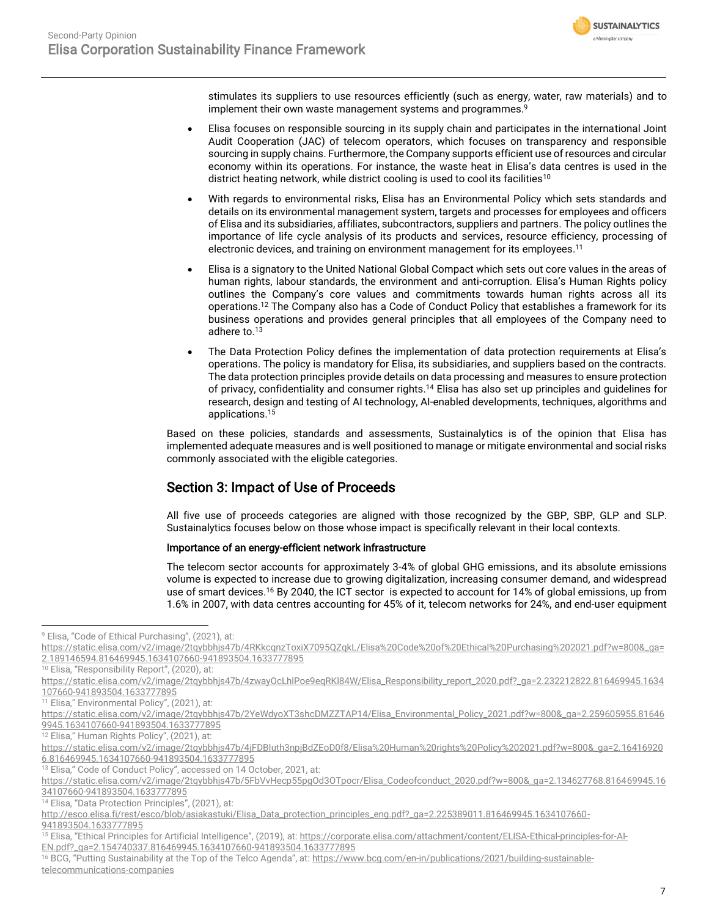stimulates its suppliers to use resources efficiently (such as energy, water, raw materials) and to implement their own waste management systems and programmes.[9]

- Elisa focuses on responsible sourcing in its supply chain and participates in the international Joint Audit Cooperation (JAC) of telecom operators, which focuses on transparency and responsible sourcing in supply chains. Furthermore, the Company supports efficient use of resources and circular economy within its operations. For instance, the waste heat in Elisa's data centres is used in the district heating network, while district cooling is used to cool its facilities[10]
- With regards to environmental risks, Elisa has an Environmental Policy which sets standards and details on its environmental management system, targets and processes for employees and officers of Elisa and its subsidiaries, affiliates, subcontractors, suppliers and partners. The policy outlines the importance of life cycle analysis of its products and services, resource efficiency, processing of electronic devices, and training on environment management for its employees.[11]
- Elisa is a signatory to the United National Global Compact which sets out core values in the areas of human rights, labour standards, the environment and anti-corruption. Elisa's Human Rights policy outlines the Company's core values and commitments towards human rights across all its operations.[12] The Company also has a Code of Conduct Policy that establishes a framework for its business operations and provides general principles that all employees of the Company need to adhere to.[13]
- The Data Protection Policy defines the implementation of data protection requirements at Elisa's operations. The policy is mandatory for Elisa, its subsidiaries, and suppliers based on the contracts. The data protection principles provide details on data processing and measures to ensure protection of privacy, confidentiality and consumer rights.[14] Elisa has also set up principles and guidelines for research, design and testing of AI technology, AI-enabled developments, techniques, algorithms and applications.[15]

Based on these policies, standards and assessments, Sustainalytics is of the opinion that Elisa has implemented adequate measures and is well positioned to manage or mitigate environmental and social risks commonly associated with the eligible categories.

## Section 3: Impact of Use of Proceeds

All five use of proceeds categories are aligned with those recognized by the GBP, SBP, GLP and SLP. Sustainalytics focuses below on those whose impact is specifically relevant in their local contexts.

### Importance of an energy-efficient network infrastructure

The telecom sector accounts for approximately 3-4% of global GHG emissions, and its absolute emissions volume is expected to increase due to growing digitalization, increasing consumer demand, and widespread use of smart devices.[16] By 2040, the ICT sector is expected to account for 14% of global emissions, up from 1.6% in 2007, with data centres accounting for 45% of it, telecom networks for 24%, and end-user equipment

---

[9] Elisa, "Code of Ethical Purchasing", (2021), at: https://static.elisa.com/v2/image/2tqybbhjs47b/4RKkcqnzToxiX7095QZqkL/Elisa%20Code%20of%20Ethical%20Purchasing%202021.pdf?w=800&_ga=2.189146594.816469945.1634107660-941893504.1633777895

[10] Elisa, "Responsibility Report", (2020), at: https://static.elisa.com/v2/image/2tqybbhjs47b/4zwayOcLhlPoe9eqRKl84W/Elisa_Responsibility_report_2020.pdf?_ga=2.232212822.816469945.1634107660-941893504.1633777895

[11] Elisa," Environmental Policy", (2021), at: https://static.elisa.com/v2/image/2tqybbhjs47b/2YeWdyoXT3shcDMZZTAP14/Elisa_Environmental_Policy_2021.pdf?w=800&_ga=2.259605955.816469945.1634107660-941893504.1633777895

[12] Elisa," Human Rights Policy", (2021), at: https://static.elisa.com/v2/image/2tqybbhjs47b/4jFDBluth3npjBdZEoD0f8/Elisa%20Human%20rights%20Policy%202021.pdf?w=800&_ga=2.164169206.816469945.1634107660-941893504.1633777895

[13] Elisa," Code of Conduct Policy", accessed on 14 October, 2021, at: https://static.elisa.com/v2/image/2tqybbhjs47b/5FbVvHecp55pgOd3OTpocr/Elisa_Codeofconduct_2020.pdf?w=800&_ga=2.134627768.816469945.1634107660-941893504.1633777895

[14] Elisa, "Data Protection Principles", (2021), at: http://esco.elisa.fi/rest/esco/blob/asiakastuki/Elisa_Data_protection_principles_eng.pdf?_ga=2.225389011.816469945.1634107660-941893504.1633777895

[15] Elisa, "Ethical Principles for Artificial Intelligence", (2019), at: https://corporate.elisa.com/attachment/content/ELISA-Ethical-principles-for-AI-EN.pdf?_ga=2.154740337.816469945.1634107660-941893504.1633777895

[16] BCG, "Putting Sustainability at the Top of the Telco Agenda", at: https://www.bcg.com/en-in/publications/2021/building-sustainable-telecommunications-companies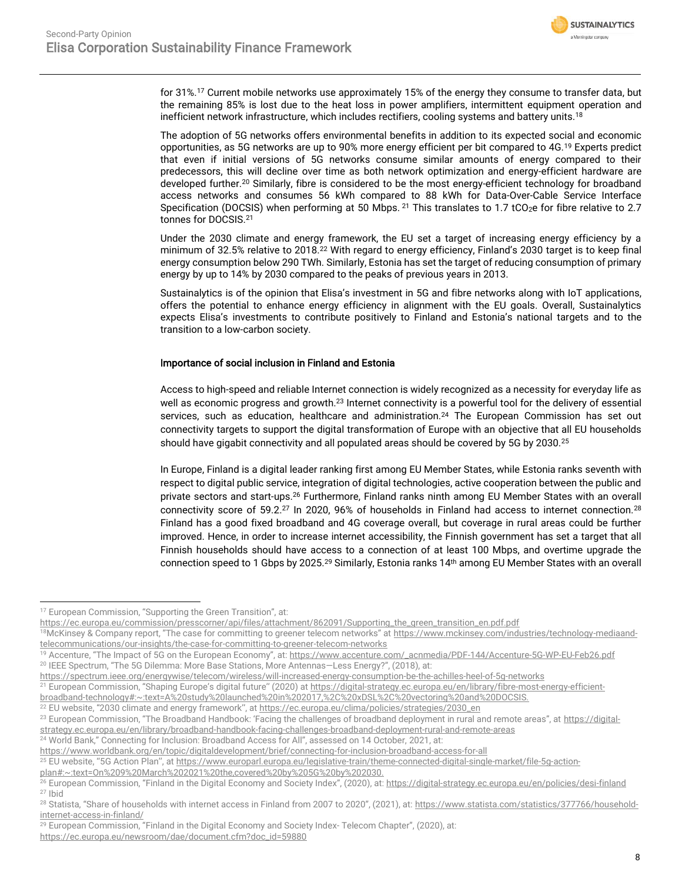for 31%.[17] Current mobile networks use approximately 15% of the energy they consume to transfer data, but the remaining 85% is lost due to the heat loss in power amplifiers, intermittent equipment operation and inefficient network infrastructure, which includes rectifiers, cooling systems and battery units.[18]

The adoption of 5G networks offers environmental benefits in addition to its expected social and economic opportunities, as 5G networks are up to 90% more energy efficient per bit compared to 4G.[19] Experts predict that even if initial versions of 5G networks consume similar amounts of energy compared to their predecessors, this will decline over time as both network optimization and energy-efficient hardware are developed further.[20] Similarly, fibre is considered to be the most energy-efficient technology for broadband access networks and consumes 56 kWh compared to 88 kWh for Data-Over-Cable Service Interface Specification (DOCSIS) when performing at 50 Mbps.[21] This translates to 1.7 $tCO_2e$ for fibre relative to 2.7 tonnes for DOCSIS.[21]

Under the 2030 climate and energy framework, the EU set a target of increasing energy efficiency by a minimum of 32.5% relative to 2018.[22] With regard to energy efficiency, Finland's 2030 target is to keep final energy consumption below 290 TWh. Similarly, Estonia has set the target of reducing consumption of primary energy by up to 14% by 2030 compared to the peaks of previous years in 2013.

Sustainalytics is of the opinion that Elisa's investment in 5G and fibre networks along with IoT applications, offers the potential to enhance energy efficiency in alignment with the EU goals. Overall, Sustainalytics expects Elisa's investments to contribute positively to Finland and Estonia's national targets and to the transition to a low-carbon society.

### Importance of social inclusion in Finland and Estonia

Access to high-speed and reliable Internet connection is widely recognized as a necessity for everyday life as well as economic progress and growth.[23] Internet connectivity is a powerful tool for the delivery of essential services, such as education, healthcare and administration.[24] The European Commission has set out connectivity targets to support the digital transformation of Europe with an objective that all EU households should have gigabit connectivity and all populated areas should be covered by 5G by 2030.[25]

In Europe, Finland is a digital leader ranking first among EU Member States, while Estonia ranks seventh with respect to digital public service, integration of digital technologies, active cooperation between the public and private sectors and start-ups.[26] Furthermore, Finland ranks ninth among EU Member States with an overall connectivity score of 59.2.[27] In 2020, 96% of households in Finland had access to internet connection.[28] Finland has a good fixed broadband and 4G coverage overall, but coverage in rural areas could be further improved. Hence, in order to increase internet accessibility, the Finnish government has set a target that all Finnish households should have access to a connection of at least 100 Mbps, and overtime upgrade the connection speed to 1 Gbps by 2025.[29] Similarly, Estonia ranks 14th among EU Member States with an overall

---

[17] European Commission, "Supporting the Green Transition", at: https://ec.europa.eu/commission/presscorner/api/files/attachment/862091/Supporting_the_green_transition_en.pdf.pdf

[18] McKinsey & Company report, "The case for committing to greener telecom networks" at https://www.mckinsey.com/industries/technology-mediaand-telecommunications/our-insights/the-case-for-committing-to-greener-telecom-networks

[19] Accenture, "The Impact of 5G on the European Economy", at: https://www.accenture.com/_acnmedia/PDF-144/Accenture-5G-WP-EU-Feb26.pdf

[20] IEEE Spectrum, "The 5G Dilemma: More Base Stations, More Antennas—Less Energy?", (2018), at: https://spectrum.ieee.org/energywise/telecom/wireless/will-increased-energy-consumption-be-the-achilles-heel-of-5g-networks

[21] European Commission, "Shaping Europe's digital future" (2020) at https://digital-strategy.ec.europa.eu/en/library/fibre-most-energy-efficient-broadband-technology#:~:text=A%20study%20launched%20in%202017,%2C%20xDSL%2C%20vectoring%20and%20DOCSIS.

[22] EU website, "2030 climate and energy framework", at https://ec.europa.eu/clima/policies/strategies/2030_en

[23] European Commission, "The Broadband Handbook: 'Facing the challenges of broadband deployment in rural and remote areas", at https://digital-strategy.ec.europa.eu/en/library/broadband-handbook-facing-challenges-broadband-deployment-rural-and-remote-areas

[24] World Bank," Connecting for Inclusion: Broadband Access for All", assessed on 14 October, 2021, at: https://www.worldbank.org/en/topic/digitaldevelopment/brief/connecting-for-inclusion-broadband-access-for-all

[25] EU website, "5G Action Plan", at https://www.europarl.europa.eu/legislative-train/theme-connected-digital-single-market/file-5g-action-plan#:~:text=On%209%20March%202021%20the,covered%20by%205G%20by%202030.

[26] European Commission, "Finland in the Digital Economy and Society Index", (2020), at: https://digital-strategy.ec.europa.eu/en/policies/desi-finland

[27] Ibid

[28] Statista, "Share of households with internet access in Finland from 2007 to 2020", (2021), at: https://www.statista.com/statistics/377766/household-internet-access-in-finland/

[29] European Commission, "Finland in the Digital Economy and Society Index- Telecom Chapter", (2020), at: https://ec.europa.eu/newsroom/dae/document.cfm?doc_id=59880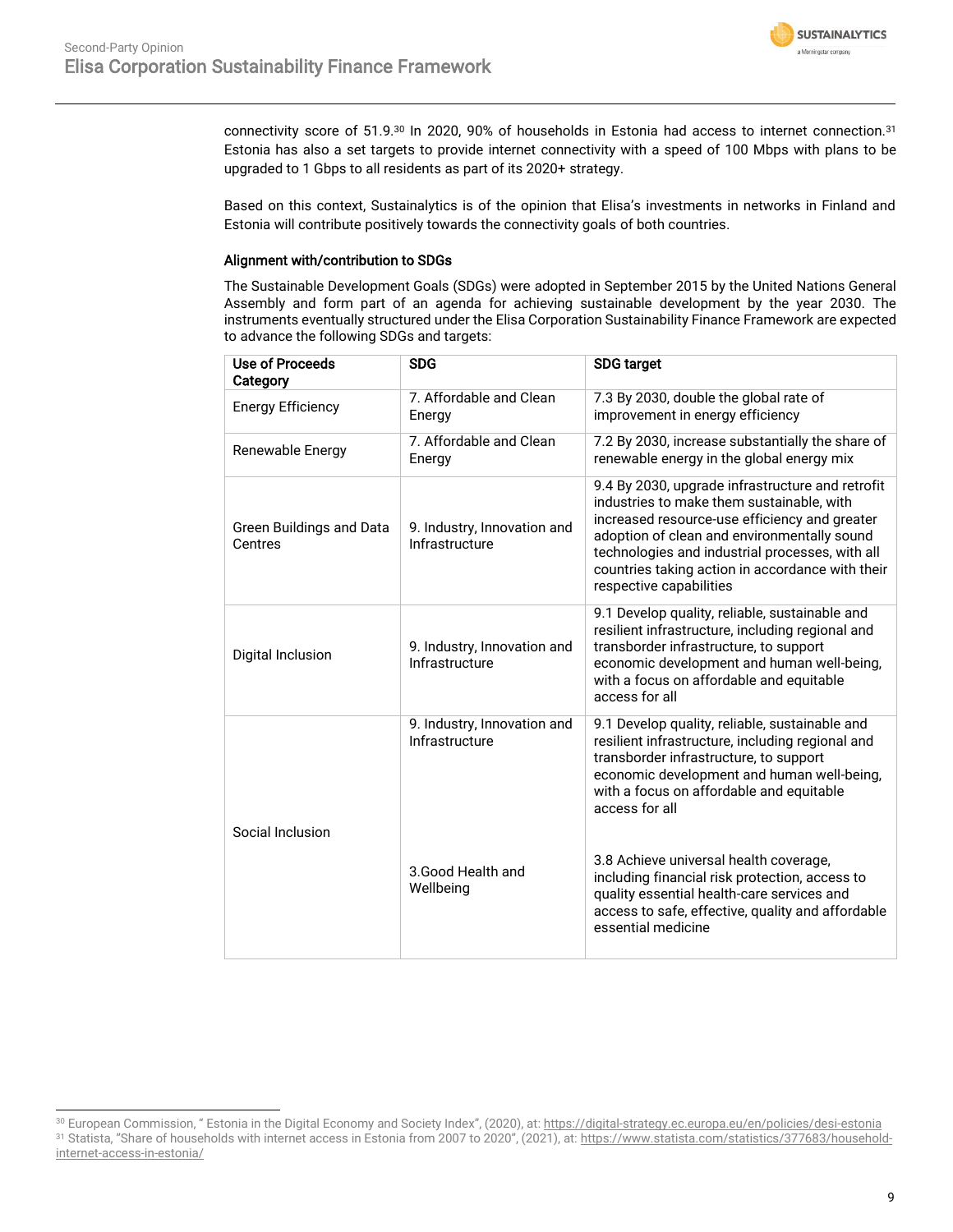connectivity score of 51.9.[30] In 2020, 90% of households in Estonia had access to internet connection.[31] Estonia has also a set targets to provide internet connectivity with a speed of 100 Mbps with plans to be upgraded to 1 Gbps to all residents as part of its 2020+ strategy.

Based on this context, Sustainalytics is of the opinion that Elisa's investments in networks in Finland and Estonia will contribute positively towards the connectivity goals of both countries.

### Alignment with/contribution to SDGs

The Sustainable Development Goals (SDGs) were adopted in September 2015 by the United Nations General Assembly and form part of an agenda for achieving sustainable development by the year 2030. The instruments eventually structured under the Elisa Corporation Sustainability Finance Framework are expected to advance the following SDGs and targets:

| Use of Proceeds Category | SDG | SDG target |
|---|---|---|
| Energy Efficiency | 7. Affordable and Clean Energy | 7.3 By 2030, double the global rate of improvement in energy efficiency |
| Renewable Energy | 7. Affordable and Clean Energy | 7.2 By 2030, increase substantially the share of renewable energy in the global energy mix |
| Green Buildings and Data Centres | 9. Industry, Innovation and Infrastructure | 9.4 By 2030, upgrade infrastructure and retrofit industries to make them sustainable, with increased resource-use efficiency and greater adoption of clean and environmentally sound technologies and industrial processes, with all countries taking action in accordance with their respective capabilities |
| Digital Inclusion | 9. Industry, Innovation and Infrastructure | 9.1 Develop quality, reliable, sustainable and resilient infrastructure, including regional and transborder infrastructure, to support economic development and human well-being, with a focus on affordable and equitable access for all |
| Social Inclusion | 9. Industry, Innovation and Infrastructure | 9.1 Develop quality, reliable, sustainable and resilient infrastructure, including regional and transborder infrastructure, to support economic development and human well-being, with a focus on affordable and equitable access for all |
| | 3.Good Health and Wellbeing | 3.8 Achieve universal health coverage, including financial risk protection, access to quality essential health-care services and access to safe, effective, quality and affordable essential medicine |

[30] European Commission, " Estonia in the Digital Economy and Society Index", (2020), at: https://digital-strategy.ec.europa.eu/en/policies/desi-estonia

[31] Statista, "Share of households with internet access in Estonia from 2007 to 2020", (2021), at: https://www.statista.com/statistics/377683/household-internet-access-in-estonia/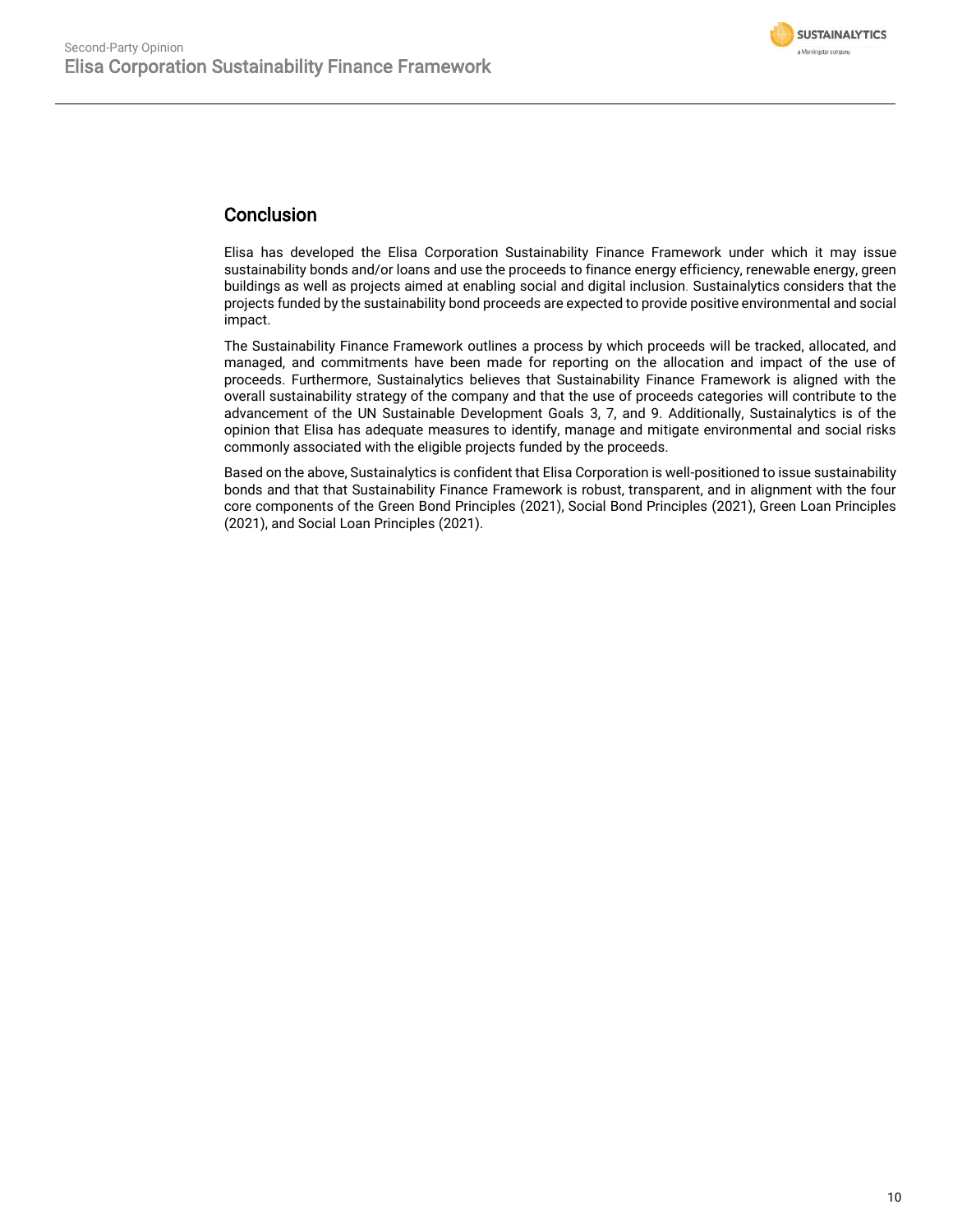## Conclusion

Elisa has developed the Elisa Corporation Sustainability Finance Framework under which it may issue sustainability bonds and/or loans and use the proceeds to finance energy efficiency, renewable energy, green buildings as well as projects aimed at enabling social and digital inclusion. Sustainalytics considers that the projects funded by the sustainability bond proceeds are expected to provide positive environmental and social impact.

The Sustainability Finance Framework outlines a process by which proceeds will be tracked, allocated, and managed, and commitments have been made for reporting on the allocation and impact of the use of proceeds. Furthermore, Sustainalytics believes that Sustainability Finance Framework is aligned with the overall sustainability strategy of the company and that the use of proceeds categories will contribute to the advancement of the UN Sustainable Development Goals 3, 7, and 9. Additionally, Sustainalytics is of the opinion that Elisa has adequate measures to identify, manage and mitigate environmental and social risks commonly associated with the eligible projects funded by the proceeds.

Based on the above, Sustainalytics is confident that Elisa Corporation is well-positioned to issue sustainability bonds and that that Sustainability Finance Framework is robust, transparent, and in alignment with the four core components of the Green Bond Principles (2021), Social Bond Principles (2021), Green Loan Principles (2021), and Social Loan Principles (2021).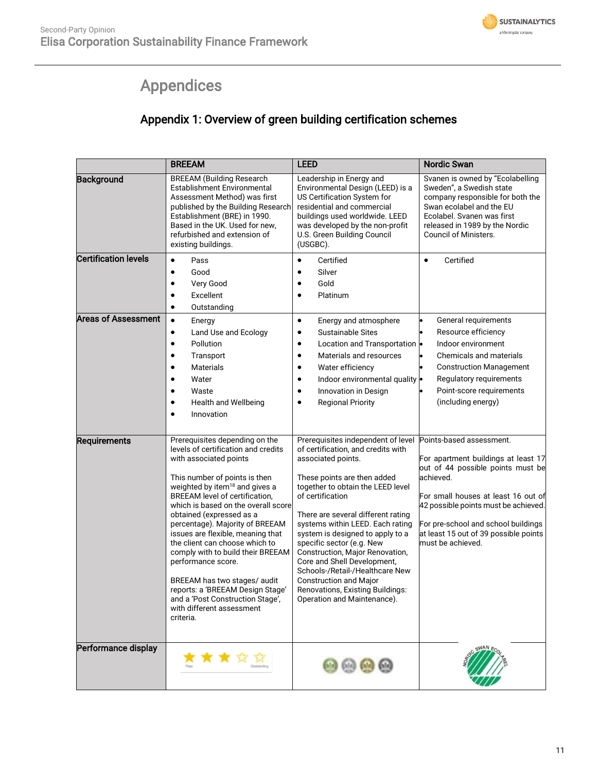# Appendices

## Appendix 1: Overview of green building certification schemes

| | BREEAM | LEED | Nordic Swan |
|---|---|---|---|
| **Background** | BREEAM (Building Research Establishment Environmental Assessment Method) was first published by the Building Research Establishment (BRE) in 1990. Based in the UK. Used for new, refurbished and extension of existing buildings. | Leadership in Energy and Environmental Design (LEED) is a US Certification System for residential and commercial buildings used worldwide. LEED was developed by the non-profit U.S. Green Building Council (USGBC). | Svanen is owned by "Ecolabelling Sweden", a Swedish state company responsible for both the Swan ecolabel and the EU Ecolabel. Svanen was first released in 1989 by the Nordic Council of Ministers. |
| **Certification levels** | • Pass<br>• Good<br>• Very Good<br>• Excellent<br>• Outstanding | • Certified<br>• Silver<br>• Gold<br>• Platinum | • Certified |
| **Areas of Assessment** | • Energy<br>• Land Use and Ecology<br>• Pollution<br>• Transport<br>• Materials<br>• Water<br>• Waste<br>• Health and Wellbeing<br>• Innovation | • Energy and atmosphere<br>• Sustainable Sites<br>• Location and Transportation<br>• Materials and resources<br>• Water efficiency<br>• Indoor environmental quality<br>• Innovation in Design<br>• Regional Priority | • General requirements<br>• Resource efficiency<br>• Indoor environment<br>• Chemicals and materials<br>• Construction Management<br>• Regulatory requirements<br>• Point-score requirements (including energy) |
| **Requirements** | Prerequisites depending on the levels of certification and credits with associated points<br><br>This number of points is then weighted by item[18] and gives a BREEAM level of certification, which is based on the overall score obtained (expressed as a percentage). Majority of BREEAM issues are flexible, meaning that the client can choose which to comply with to build their BREEAM performance score.<br><br>BREEAM has two stages/ audit reports: a 'BREEAM Design Stage' and a 'Post Construction Stage', with different assessment criteria. | Prerequisites independent of level of certification, and credits with associated points.<br><br>These points are then added together to obtain the LEED level of certification<br><br>There are several different rating systems within LEED. Each rating system is designed to apply to a specific sector (e.g. New Construction, Major Renovation, Core and Shell Development, Schools-/Retail-/Healthcare New Construction and Major Renovations, Existing Buildings: Operation and Maintenance). | Points-based assessment.<br><br>For apartment buildings at least 17 out of 44 possible points must be achieved.<br><br>For small houses at least 16 out of 42 possible points must be achieved.<br><br>For pre-school and school buildings at least 15 out of 39 possible points must be achieved. |
| **Performance display** | | | |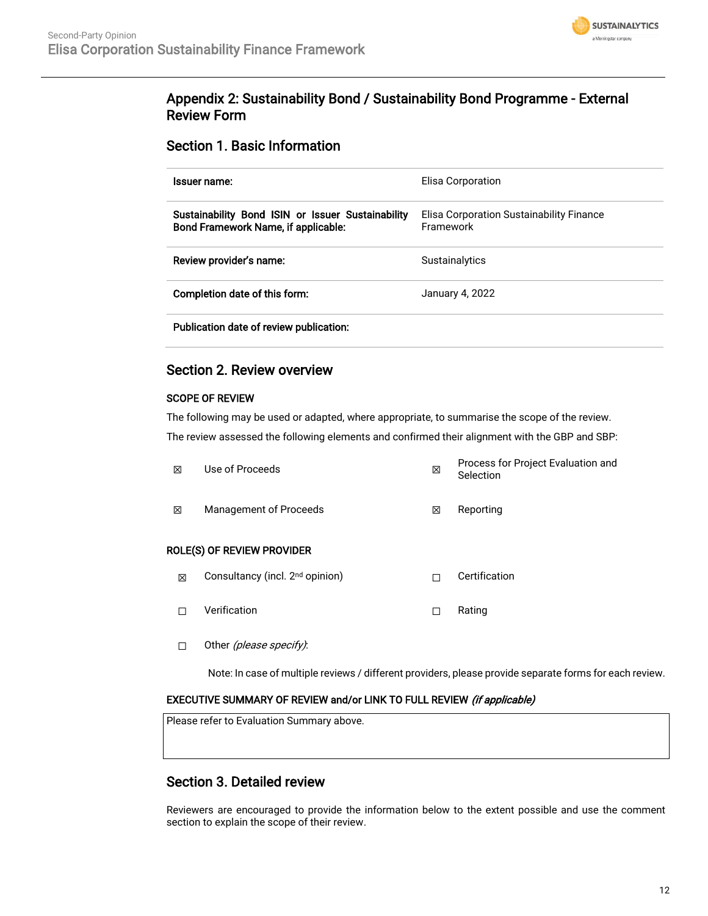## Appendix 2: Sustainability Bond / Sustainability Bond Programme - External Review Form

### Section 1. Basic Information

| | |
|---|---|
| **Issuer name:** | Elisa Corporation |
| **Sustainability Bond ISIN or Issuer Sustainability Bond Framework Name, if applicable:** | Elisa Corporation Sustainability Finance Framework |
| **Review provider's name:** | Sustainalytics |
| **Completion date of this form:** | January 4, 2022 |
| **Publication date of review publication:** | |

### Section 2. Review overview

**SCOPE OF REVIEW**

The following may be used or adapted, where appropriate, to summarise the scope of the review.

The review assessed the following elements and confirmed their alignment with the GBP and SBP:

| | | | |
|---|---|---|---|
| ☒ | Use of Proceeds | ☒ | Process for Project Evaluation and Selection |
| ☒ | Management of Proceeds | ☒ | Reporting |

**ROLE(S) OF REVIEW PROVIDER**

| | | | |
|---|---|---|---|
| ☒ | Consultancy (incl. 2nd opinion) | ☐ | Certification |
| ☐ | Verification | ☐ | Rating |
| ☐ | Other *(please specify)*: | | |

Note: In case of multiple reviews / different providers, please provide separate forms for each review.

**EXECUTIVE SUMMARY OF REVIEW and/or LINK TO FULL REVIEW** ***(if applicable)***

Please refer to Evaluation Summary above.

### Section 3. Detailed review

Reviewers are encouraged to provide the information below to the extent possible and use the comment section to explain the scope of their review.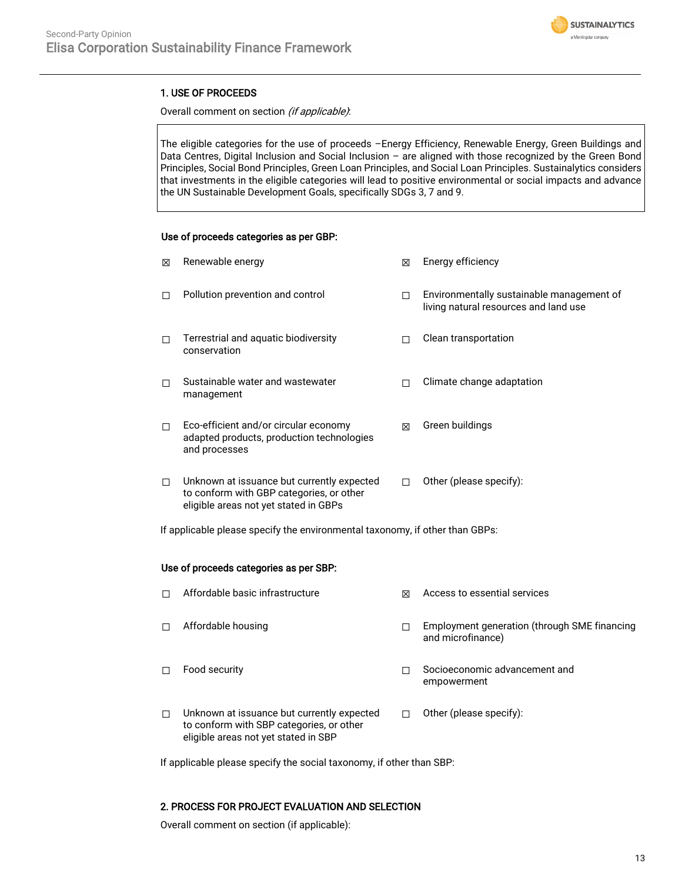## 1. USE OF PROCEEDS

Overall comment on section *(if applicable)*:

> The eligible categories for the use of proceeds –Energy Efficiency, Renewable Energy, Green Buildings and Data Centres, Digital Inclusion and Social Inclusion – are aligned with those recognized by the Green Bond Principles, Social Bond Principles, Green Loan Principles, and Social Loan Principles. Sustainalytics considers that investments in the eligible categories will lead to positive environmental or social impacts and advance the UN Sustainable Development Goals, specifically SDGs 3, 7 and 9.

**Use of proceeds categories as per GBP:**

| | | | |
|---|---|---|---|
| ☒ | Renewable energy | ☒ | Energy efficiency |
| ☐ | Pollution prevention and control | ☐ | Environmentally sustainable management of living natural resources and land use |
| ☐ | Terrestrial and aquatic biodiversity conservation | ☐ | Clean transportation |
| ☐ | Sustainable water and wastewater management | ☐ | Climate change adaptation |
| ☐ | Eco-efficient and/or circular economy adapted products, production technologies and processes | ☒ | Green buildings |
| ☐ | Unknown at issuance but currently expected to conform with GBP categories, or other eligible areas not yet stated in GBPs | ☐ | Other (please specify): |

If applicable please specify the environmental taxonomy, if other than GBPs:

**Use of proceeds categories as per SBP:**

| | | | |
|---|---|---|---|
| ☐ | Affordable basic infrastructure | ☒ | Access to essential services |
| ☐ | Affordable housing | ☐ | Employment generation (through SME financing and microfinance) |
| ☐ | Food security | ☐ | Socioeconomic advancement and empowerment |
| ☐ | Unknown at issuance but currently expected to conform with SBP categories, or other eligible areas not yet stated in SBP | ☐ | Other (please specify): |

If applicable please specify the social taxonomy, if other than SBP:

## 2. PROCESS FOR PROJECT EVALUATION AND SELECTION

Overall comment on section (if applicable):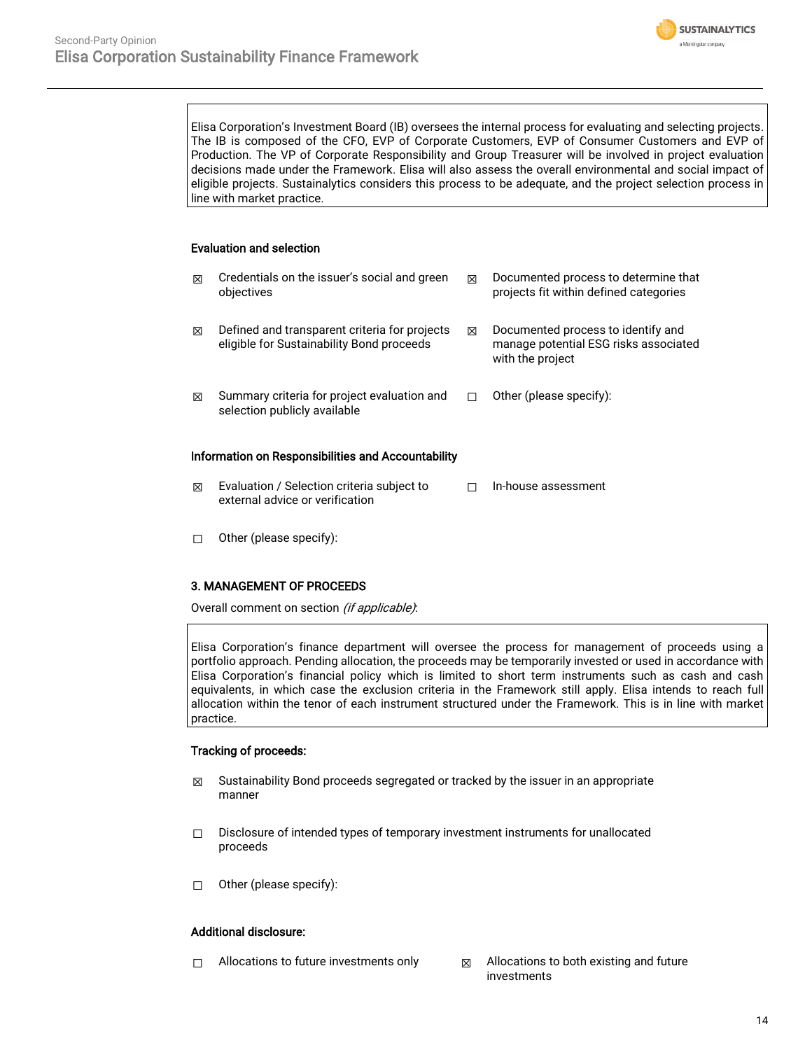Elisa Corporation's Investment Board (IB) oversees the internal process for evaluating and selecting projects. The IB is composed of the CFO, EVP of Corporate Customers, EVP of Consumer Customers and EVP of Production. The VP of Corporate Responsibility and Group Treasurer will be involved in project evaluation decisions made under the Framework. Elisa will also assess the overall environmental and social impact of eligible projects. Sustainalytics considers this process to be adequate, and the project selection process in line with market practice.

**Evaluation and selection**

- ☒ Credentials on the issuer's social and green objectives
- ☒ Documented process to determine that projects fit within defined categories
- ☒ Defined and transparent criteria for projects eligible for Sustainability Bond proceeds
- ☒ Documented process to identify and manage potential ESG risks associated with the project
- ☒ Summary criteria for project evaluation and selection publicly available
- ☐ Other (please specify):

**Information on Responsibilities and Accountability**

- ☒ Evaluation / Selection criteria subject to external advice or verification
- ☐ In-house assessment
- ☐ Other (please specify):

**3. MANAGEMENT OF PROCEEDS**

Overall comment on section *(if applicable)*:

Elisa Corporation's finance department will oversee the process for management of proceeds using a portfolio approach. Pending allocation, the proceeds may be temporarily invested or used in accordance with Elisa Corporation's financial policy which is limited to short term instruments such as cash and cash equivalents, in which case the exclusion criteria in the Framework still apply. Elisa intends to reach full allocation within the tenor of each instrument structured under the Framework. This is in line with market practice.

**Tracking of proceeds:**

- ☒ Sustainability Bond proceeds segregated or tracked by the issuer in an appropriate manner
- ☐ Disclosure of intended types of temporary investment instruments for unallocated proceeds
- ☐ Other (please specify):

**Additional disclosure:**

- ☐ Allocations to future investments only
- ☒ Allocations to both existing and future investments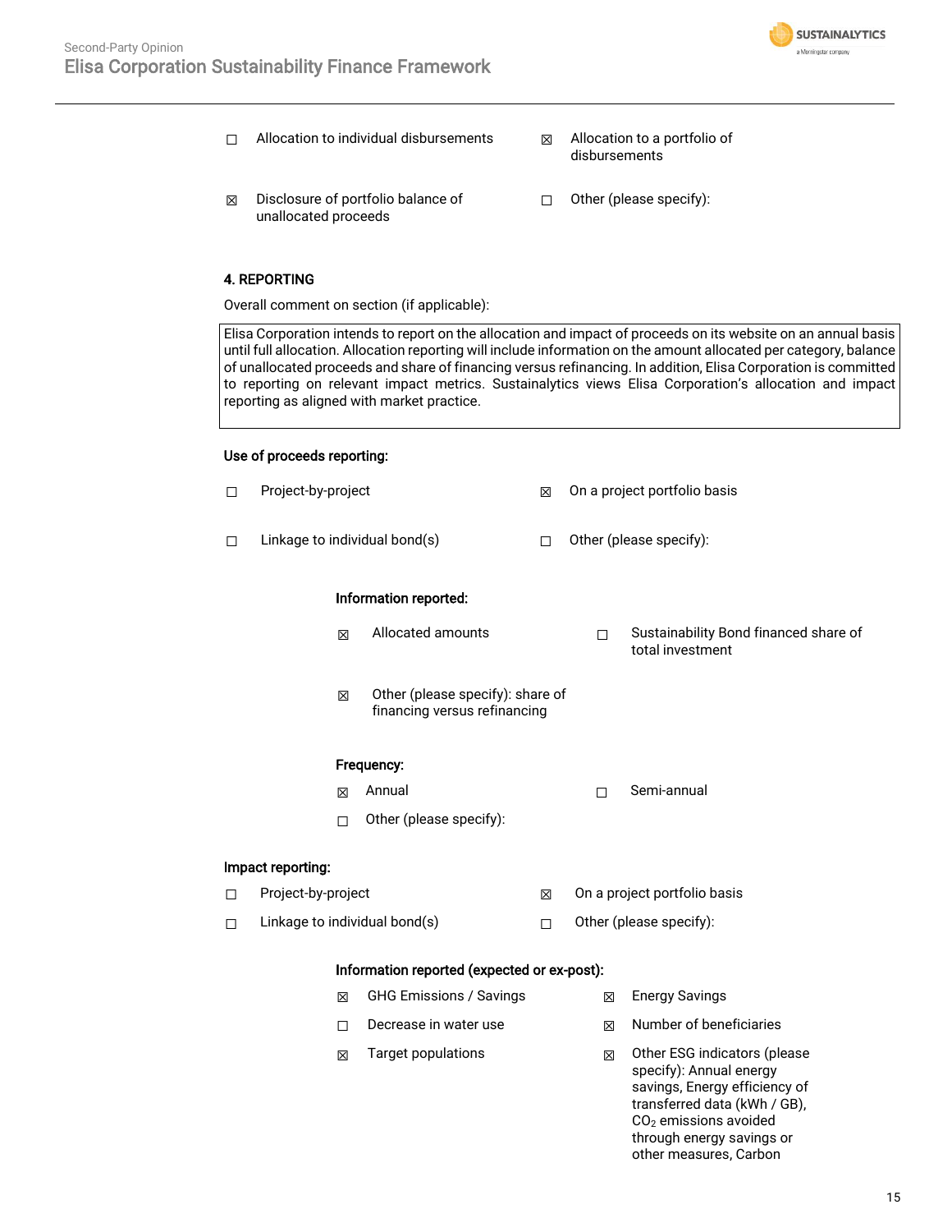☐ Allocation to individual disbursements

☒ Allocation to a portfolio of disbursements

☒ Disclosure of portfolio balance of unallocated proceeds

☐ Other (please specify):

**4. REPORTING**

Overall comment on section (if applicable):

> Elisa Corporation intends to report on the allocation and impact of proceeds on its website on an annual basis until full allocation. Allocation reporting will include information on the amount allocated per category, balance of unallocated proceeds and share of financing versus refinancing. In addition, Elisa Corporation is committed to reporting on relevant impact metrics. Sustainalytics views Elisa Corporation's allocation and impact reporting as aligned with market practice.

**Use of proceeds reporting:**

☐ Project-by-project

☒ On a project portfolio basis

☐ Linkage to individual bond(s)

☐ Other (please specify):

**Information reported:**

☒ Allocated amounts

☐ Sustainability Bond financed share of total investment

☒ Other (please specify): share of financing versus refinancing

**Frequency:**

☒ Annual

☐ Semi-annual

☐ Other (please specify):

**Impact reporting:**

☐ Project-by-project

☒ On a project portfolio basis

☐ Linkage to individual bond(s)

☐ Other (please specify):

**Information reported (expected or ex-post):**

☒ GHG Emissions / Savings

☒ Energy Savings

☐ Decrease in water use

☒ Number of beneficiaries

☒ Target populations

☒ Other ESG indicators (please specify): Annual energy savings, Energy efficiency of transferred data (kWh / GB), $CO_2$ emissions avoided through energy savings or other measures, Carbon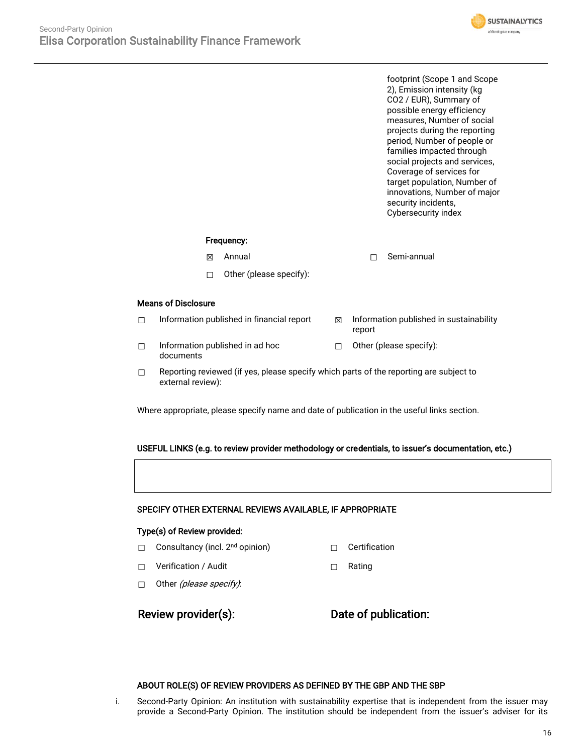footprint (Scope 1 and Scope 2), Emission intensity (kg $CO_2$ / EUR), Summary of possible energy efficiency measures, Number of social projects during the reporting period, Number of people or families impacted through social projects and services, Coverage of services for target population, Number of innovations, Number of major security incidents, Cybersecurity index

**Frequency:**

☒ Annual

☐ Semi-annual

☐ Other (please specify):

**Means of Disclosure**

☐ Information published in financial report

☒ Information published in sustainability report

☐ Information published in ad hoc documents

☐ Other (please specify):

☐ Reporting reviewed (if yes, please specify which parts of the reporting are subject to external review):

Where appropriate, please specify name and date of publication in the useful links section.

**USEFUL LINKS (e.g. to review provider methodology or credentials, to issuer's documentation, etc.)**

**SPECIFY OTHER EXTERNAL REVIEWS AVAILABLE, IF APPROPRIATE**

**Type(s) of Review provided:**

☐ Consultancy (incl. 2nd opinion)

☐ Certification

☐ Verification / Audit

☐ Rating

☐ Other *(please specify)*:

**Review provider(s):**

**Date of publication:**

**ABOUT ROLE(S) OF REVIEW PROVIDERS AS DEFINED BY THE GBP AND THE SBP**

i. Second-Party Opinion: An institution with sustainability expertise that is independent from the issuer may provide a Second-Party Opinion. The institution should be independent from the issuer's adviser for its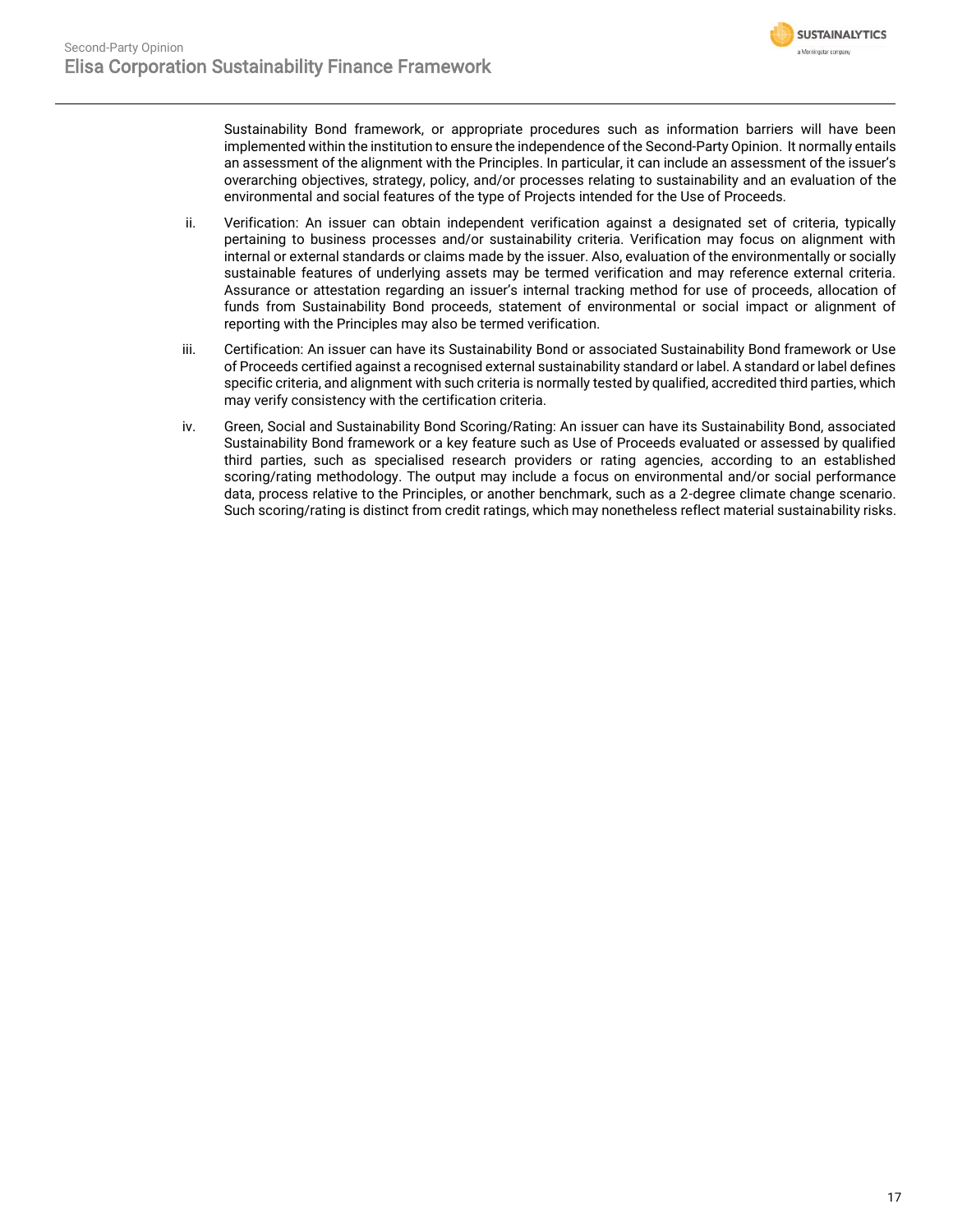Sustainability Bond framework, or appropriate procedures such as information barriers will have been implemented within the institution to ensure the independence of the Second-Party Opinion. It normally entails an assessment of the alignment with the Principles. In particular, it can include an assessment of the issuer's overarching objectives, strategy, policy, and/or processes relating to sustainability and an evaluation of the environmental and social features of the type of Projects intended for the Use of Proceeds.

ii. Verification: An issuer can obtain independent verification against a designated set of criteria, typically pertaining to business processes and/or sustainability criteria. Verification may focus on alignment with internal or external standards or claims made by the issuer. Also, evaluation of the environmentally or socially sustainable features of underlying assets may be termed verification and may reference external criteria. Assurance or attestation regarding an issuer's internal tracking method for use of proceeds, allocation of funds from Sustainability Bond proceeds, statement of environmental or social impact or alignment of reporting with the Principles may also be termed verification.

iii. Certification: An issuer can have its Sustainability Bond or associated Sustainability Bond framework or Use of Proceeds certified against a recognised external sustainability standard or label. A standard or label defines specific criteria, and alignment with such criteria is normally tested by qualified, accredited third parties, which may verify consistency with the certification criteria.

iv. Green, Social and Sustainability Bond Scoring/Rating: An issuer can have its Sustainability Bond, associated Sustainability Bond framework or a key feature such as Use of Proceeds evaluated or assessed by qualified third parties, such as specialised research providers or rating agencies, according to an established scoring/rating methodology. The output may include a focus on environmental and/or social performance data, process relative to the Principles, or another benchmark, such as a 2-degree climate change scenario. Such scoring/rating is distinct from credit ratings, which may nonetheless reflect material sustainability risks.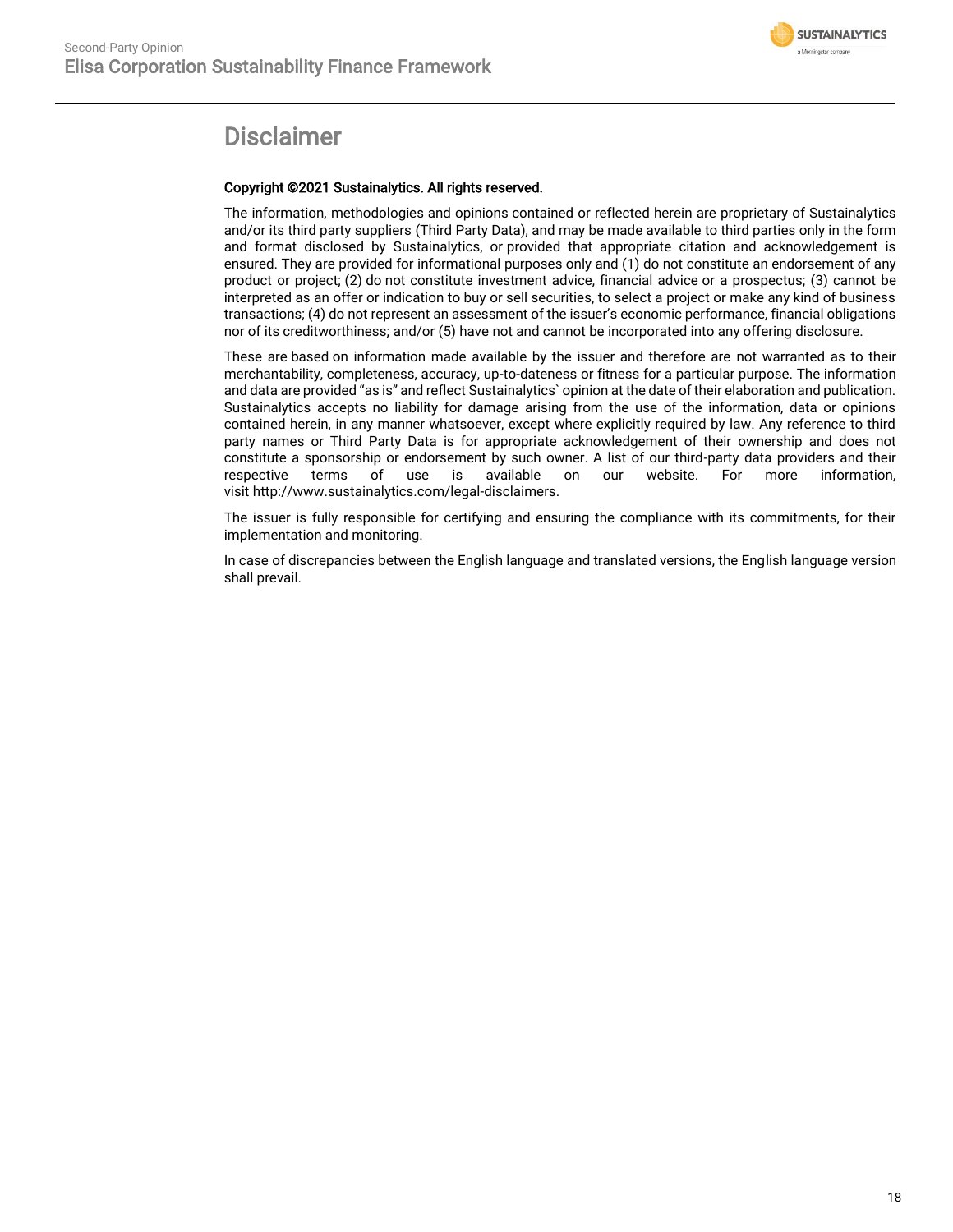# Disclaimer

**Copyright ©2021 Sustainalytics. All rights reserved.**

The information, methodologies and opinions contained or reflected herein are proprietary of Sustainalytics and/or its third party suppliers (Third Party Data), and may be made available to third parties only in the form and format disclosed by Sustainalytics, or provided that appropriate citation and acknowledgement is ensured. They are provided for informational purposes only and (1) do not constitute an endorsement of any product or project; (2) do not constitute investment advice, financial advice or a prospectus; (3) cannot be interpreted as an offer or indication to buy or sell securities, to select a project or make any kind of business transactions; (4) do not represent an assessment of the issuer's economic performance, financial obligations nor of its creditworthiness; and/or (5) have not and cannot be incorporated into any offering disclosure.

These are based on information made available by the issuer and therefore are not warranted as to their merchantability, completeness, accuracy, up-to-dateness or fitness for a particular purpose. The information and data are provided "as is" and reflect Sustainalytics` opinion at the date of their elaboration and publication. Sustainalytics accepts no liability for damage arising from the use of the information, data or opinions contained herein, in any manner whatsoever, except where explicitly required by law. Any reference to third party names or Third Party Data is for appropriate acknowledgement of their ownership and does not constitute a sponsorship or endorsement by such owner. A list of our third-party data providers and their respective terms of use is available on our website. For more information, visit http://www.sustainalytics.com/legal-disclaimers.

The issuer is fully responsible for certifying and ensuring the compliance with its commitments, for their implementation and monitoring.

In case of discrepancies between the English language and translated versions, the English language version shall prevail.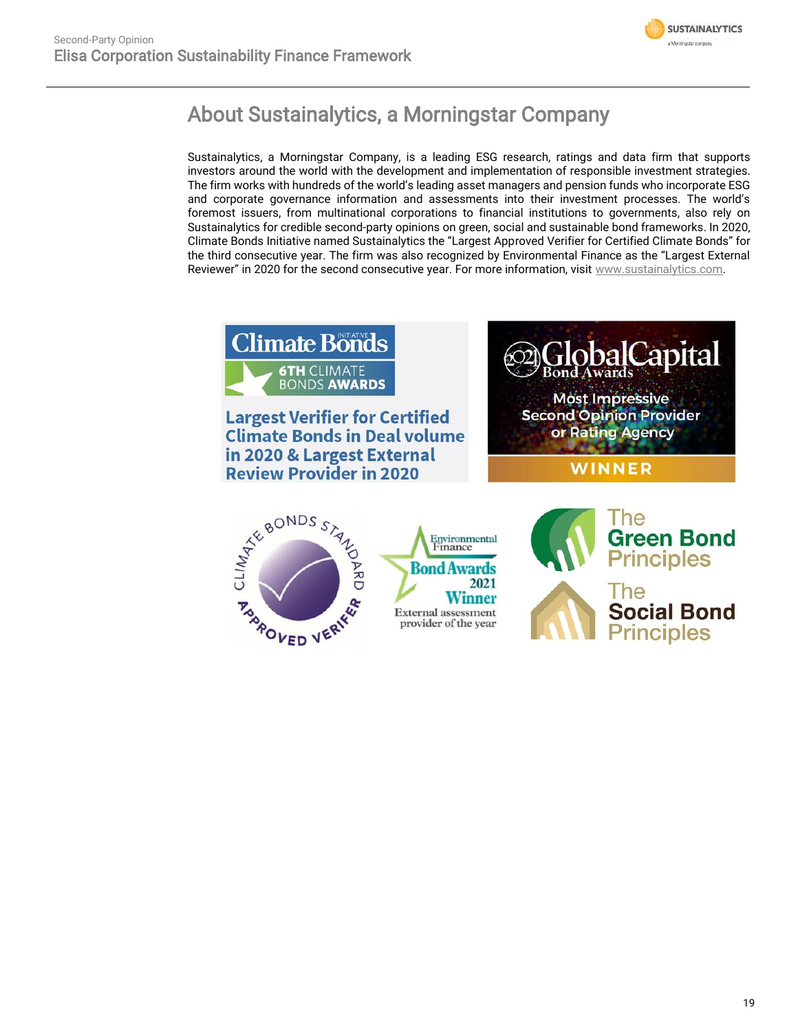## About Sustainalytics, a Morningstar Company

Sustainalytics, a Morningstar Company, is a leading ESG research, ratings and data firm that supports investors around the world with the development and implementation of responsible investment strategies. The firm works with hundreds of the world's leading asset managers and pension funds who incorporate ESG and corporate governance information and assessments into their investment processes. The world's foremost issuers, from multinational corporations to financial institutions to governments, also rely on Sustainalytics for credible second-party opinions on green, social and sustainable bond frameworks. In 2020, Climate Bonds Initiative named Sustainalytics the "Largest Approved Verifier for Certified Climate Bonds" for the third consecutive year. The firm was also recognized by Environmental Finance as the "Largest External Reviewer" in 2020 for the second consecutive year. For more information, visit www.sustainalytics.com.

Climate Bonds Initiative
6TH CLIMATE BONDS AWARDS
Largest Verifier for Certified Climate Bonds in Deal volume in 2020 & Largest External Review Provider in 2020

2021 GlobalCapital Bond Awards
Most Impressive Second Opinion Provider or Rating Agency
WINNER

Climate Bonds Standard Approved Verifier

Environmental Finance Bond Awards 2021 Winner
External assessment provider of the year

The Green Bond Principles

The Social Bond Principles